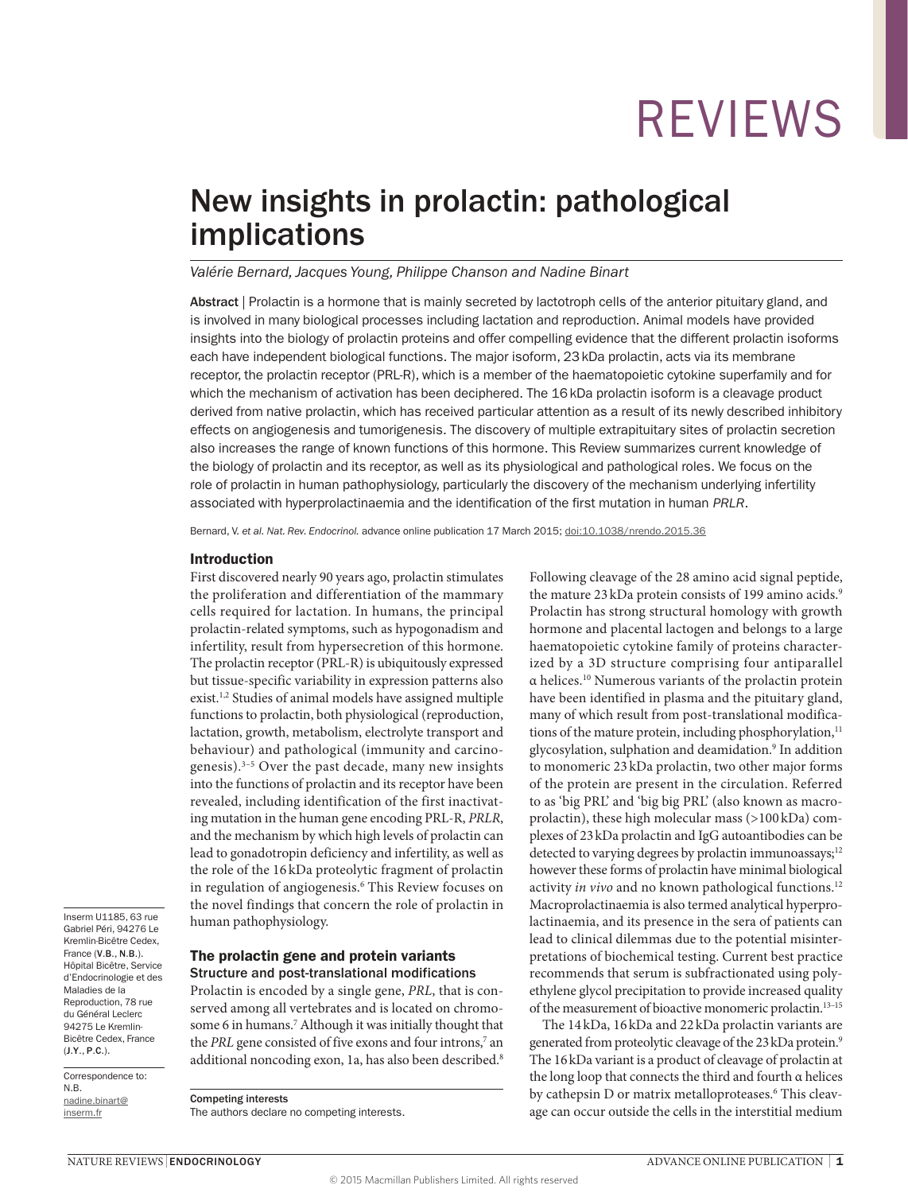# New insights in prolactin: pathological implications

*Valérie Bernard, Jacques Young, Philippe Chanson and Nadine Binart*

**Abstract** | Prolactin is a hormone that is mainly secreted by lactotroph cells of the anterior pituitary gland, and is involved in many biological processes including lactation and reproduction. Animal models have provided insights into the biology of prolactin proteins and offer compelling evidence that the different prolactin isoforms each have independent biological functions. The major isoform, 23 kDa prolactin, acts via its membrane receptor, the prolactin receptor (PRL-R), which is a member of the haematopoietic cytokine superfamily and for which the mechanism of activation has been deciphered. The 16 kDa prolactin isoform is a cleavage product derived from native prolactin, which has received particular attention as a result of its newly described inhibitory effects on angiogenesis and tumorigenesis. The discovery of multiple extrapituitary sites of prolactin secretion also increases the range of known functions of this hormone. This Review summarizes current knowledge of the biology of prolactin and its receptor, as well as its physiological and pathological roles. We focus on the role of prolactin in human pathophysiology, particularly the discovery of the mechanism underlying infertility associated with hyperprolactinaemia and the identification of the first mutation in human *PRLR*.

Bernard, V. *et al. Nat. Rev. Endocrinol.* advance online publication 17 March 2015; doi:10.1038/nrendo.2015.36

## Introduction

First discovered nearly 90 years ago, prolactin stimulates the proliferation and differentiation of the mammary cells required for lactation. In humans, the principal prolactin-related symptoms, such as hypogonadism and infertility, result from hypersecretion of this hormone. The prolactin receptor (PRL-R) is ubiquitously expressed but tissue-specific variability in expression patterns also exist.[1,2] Studies of animal models have assigned multiple functions to prolactin, both physiological (reproduction, lactation, growth, metabolism, electrolyte transport and behaviour) and pathological (immunity and carcinogenesis).[3–5] Over the past decade, many new insights into the functions of prolactin and its receptor have been revealed, including identification of the first inactivating mutation in the human gene encoding PRL-R, *PRLR*, and the mechanism by which high levels of prolactin can lead to gonadotropin deficiency and infertility, as well as the role of the 16 kDa proteolytic fragment of prolactin in regulation of angiogenesis.[6] This Review focuses on the novel findings that concern the role of prolactin in human pathophysiology.

## The prolactin gene and protein variants

### Structure and post-translational modifications

Prolactin is encoded by a single gene, *PRL*, that is conserved among all vertebrates and is located on chromosome 6 in humans.[7] Although it was initially thought that the *PRL* gene consisted of five exons and four introns,[7] an additional noncoding exon, 1a, has also been described.[8] Following cleavage of the 28 amino acid signal peptide, the mature 23 kDa protein consists of 199 amino acids.[9] Prolactin has strong structural homology with growth hormone and placental lactogen and belongs to a large haematopoietic cytokine family of proteins characterized by a 3D structure comprising four antiparallel α helices.[10] Numerous variants of the prolactin protein have been identified in plasma and the pituitary gland, many of which result from post-translational modifications of the mature protein, including phosphorylation,[11] glycosylation, sulphation and deamidation.[9] In addition to monomeric 23 kDa prolactin, two other major forms of the protein are present in the circulation. Referred to as 'big PRL' and 'big big PRL' (also known as macroprolactin), these high molecular mass (>100 kDa) complexes of 23 kDa prolactin and IgG autoantibodies can be detected to varying degrees by prolactin immunoassays;[12] however these forms of prolactin have minimal biological activity *in vivo* and no known pathological functions.[12] Macroprolactinaemia is also termed analytical hyperprolactinaemia, and its presence in the sera of patients can lead to clinical dilemmas due to the potential misinterpretations of biochemical testing. Current best practice recommends that serum is subfractionated using polyethylene glycol precipitation to provide increased quality of the measurement of bioactive monomeric prolactin.[13–15]

The 14 kDa, 16 kDa and 22 kDa prolactin variants are generated from proteolytic cleavage of the 23 kDa protein.[9] The 16 kDa variant is a product of cleavage of prolactin at the long loop that connects the third and fourth α helices by cathepsin D or matrix metalloproteases.[6] This cleavage can occur outside the cells in the interstitial medium

Inserm U1185, 63 rue Gabriel Péri, 94276 Le Kremlin-Bicêtre Cedex, France (**V.B.**, **N.B.**). Hôpital Bicêtre, Service d'Endocrinologie et des Maladies de la Reproduction, 78 rue du Général Leclerc 94275 Le Kremlin-Bicêtre Cedex, France (**J.Y.**, **P.C.**).

Correspondence to: N.B. nadine.binart@inserm.fr

**Competing interests**
The authors declare no competing interests.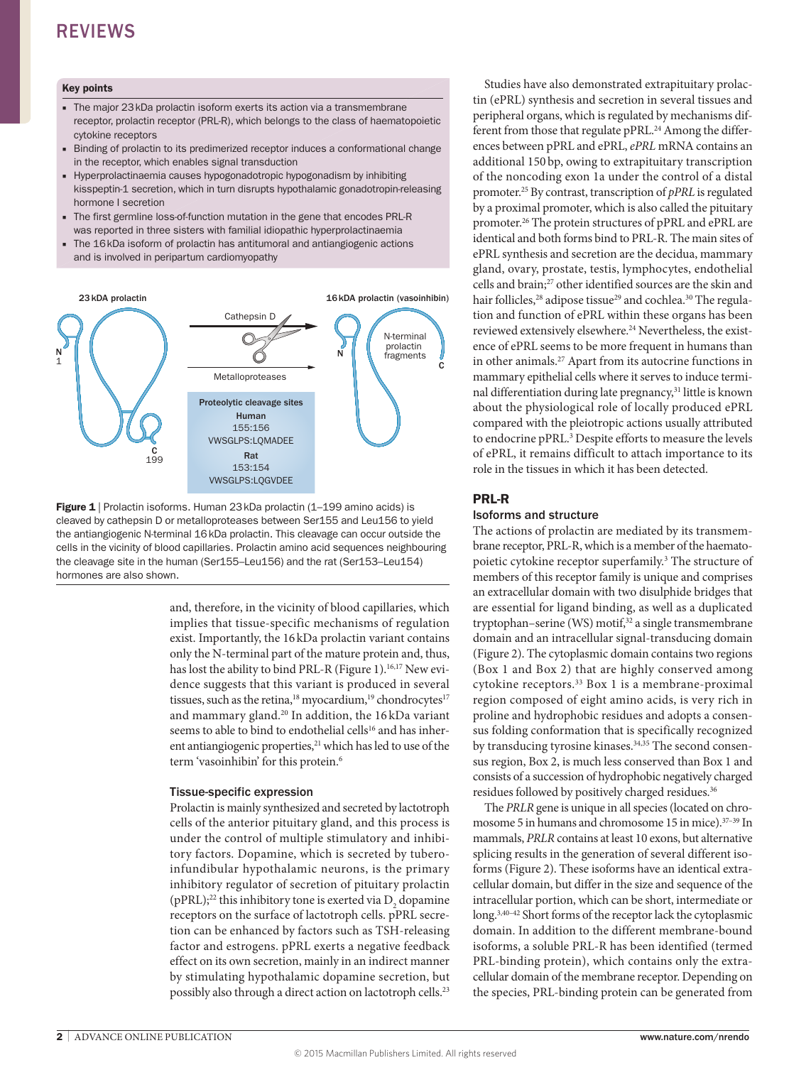### Key points

- The major 23 kDa prolactin isoform exerts its action via a transmembrane receptor, prolactin receptor (PRL-R), which belongs to the class of haematopoietic cytokine receptors
- Binding of prolactin to its predimerized receptor induces a conformational change in the receptor, which enables signal transduction
- Hyperprolactinaemia causes hypogonadotropic hypogonadism by inhibiting kisspeptin-1 secretion, which in turn disrupts hypothalamic gonadotropin-releasing hormone I secretion
- The first germline loss-of-function mutation in the gene that encodes PRL-R was reported in three sisters with familial idiopathic hyperprolactinaemia
- The 16 kDa isoform of prolactin has antitumoral and antiangiogenic actions and is involved in peripartum cardiomyopathy

23 kDA prolactin — N 1 — C 199

Cathepsin D → Metalloproteases

16 kDA prolactin (vasoinhibin) — N — N-terminal prolactin fragments — C

| Proteolytic cleavage sites |
|---|
| Human |
| 155:156 |
| VWSGLPS:LQMADEE |
| Rat |
| 153:154 |
| VWSGLPS:LQGVDEE |

**Figure 1** | Prolactin isoforms. Human 23 kDa prolactin (1–199 amino acids) is cleaved by cathepsin D or metalloproteases between Ser155 and Leu156 to yield the antiangiogenic N-terminal 16 kDa prolactin. This cleavage can occur outside the cells in the vicinity of blood capillaries. Prolactin amino acid sequences neighbouring the cleavage site in the human (Ser155–Leu156) and the rat (Ser153–Leu154) hormones are also shown.

and, therefore, in the vicinity of blood capillaries, which implies that tissue-specific mechanisms of regulation exist. Importantly, the 16 kDa prolactin variant contains only the N-terminal part of the mature protein and, thus, has lost the ability to bind PRL-R (Figure 1).[16,17] New evidence suggests that this variant is produced in several tissues, such as the retina,[18] myocardium,[19] chondrocytes[17] and mammary gland.[20] In addition, the 16 kDa variant seems to able to bind to endothelial cells[16] and has inherent antiangiogenic properties,[21] which has led to use of the term 'vasoinhibin' for this protein.[6]

### Tissue-specific expression

Prolactin is mainly synthesized and secreted by lactotroph cells of the anterior pituitary gland, and this process is under the control of multiple stimulatory and inhibitory factors. Dopamine, which is secreted by tuberoinfundibular hypothalamic neurons, is the primary inhibitory regulator of secretion of pituitary prolactin (pPRL);[22] this inhibitory tone is exerted via $D_2$ dopamine receptors on the surface of lactotroph cells. pPRL secretion can be enhanced by factors such as TSH-releasing factor and estrogens. pPRL exerts a negative feedback effect on its own secretion, mainly in an indirect manner by stimulating hypothalamic dopamine secretion, but possibly also through a direct action on lactotroph cells.[23]

Studies have also demonstrated extrapituitary prolactin (ePRL) synthesis and secretion in several tissues and peripheral organs, which is regulated by mechanisms different from those that regulate pPRL.[24] Among the differences between pPRL and ePRL, *ePRL* mRNA contains an additional 150 bp, owing to extrapituitary transcription of the noncoding exon 1a under the control of a distal promoter.[25] By contrast, transcription of *pPRL* is regulated by a proximal promoter, which is also called the pituitary promoter.[26] The protein structures of pPRL and ePRL are identical and both forms bind to PRL-R. The main sites of ePRL synthesis and secretion are the decidua, mammary gland, ovary, prostate, testis, lymphocytes, endothelial cells and brain;[27] other identified sources are the skin and hair follicles,[28] adipose tissue[29] and cochlea.[30] The regulation and function of ePRL within these organs has been reviewed extensively elsewhere.[24] Nevertheless, the existence of ePRL seems to be more frequent in humans than in other animals.[27] Apart from its autocrine functions in mammary epithelial cells where it serves to induce terminal differentiation during late pregnancy,[31] little is known about the physiological role of locally produced ePRL compared with the pleiotropic actions usually attributed to endocrine pPRL.[3] Despite efforts to measure the levels of ePRL, it remains difficult to attach importance to its role in the tissues in which it has been detected.

## PRL-R

### Isoforms and structure

The actions of prolactin are mediated by its transmembrane receptor, PRL-R, which is a member of the haematopoietic cytokine receptor superfamily.[3] The structure of members of this receptor family is unique and comprises an extracellular domain with two disulphide bridges that are essential for ligand binding, as well as a duplicated tryptophan–serine (WS) motif,[32] a single transmembrane domain and an intracellular signal-transducing domain (Figure 2). The cytoplasmic domain contains two regions (Box 1 and Box 2) that are highly conserved among cytokine receptors.[33] Box 1 is a membrane-proximal region composed of eight amino acids, is very rich in proline and hydrophobic residues and adopts a consensus folding conformation that is specifically recognized by transducing tyrosine kinases.[34,35] The second consensus region, Box 2, is much less conserved than Box 1 and consists of a succession of hydrophobic negatively charged residues followed by positively charged residues.[36]

The *PRLR* gene is unique in all species (located on chromosome 5 in humans and chromosome 15 in mice).[37–39] In mammals, *PRLR* contains at least 10 exons, but alternative splicing results in the generation of several different isoforms (Figure 2). These isoforms have an identical extracellular domain, but differ in the size and sequence of the intracellular portion, which can be short, intermediate or long.[3,40–42] Short forms of the receptor lack the cytoplasmic domain. In addition to the different membrane-bound isoforms, a soluble PRL-R has been identified (termed PRL-binding protein), which contains only the extracellular domain of the membrane receptor. Depending on the species, PRL-binding protein can be generated from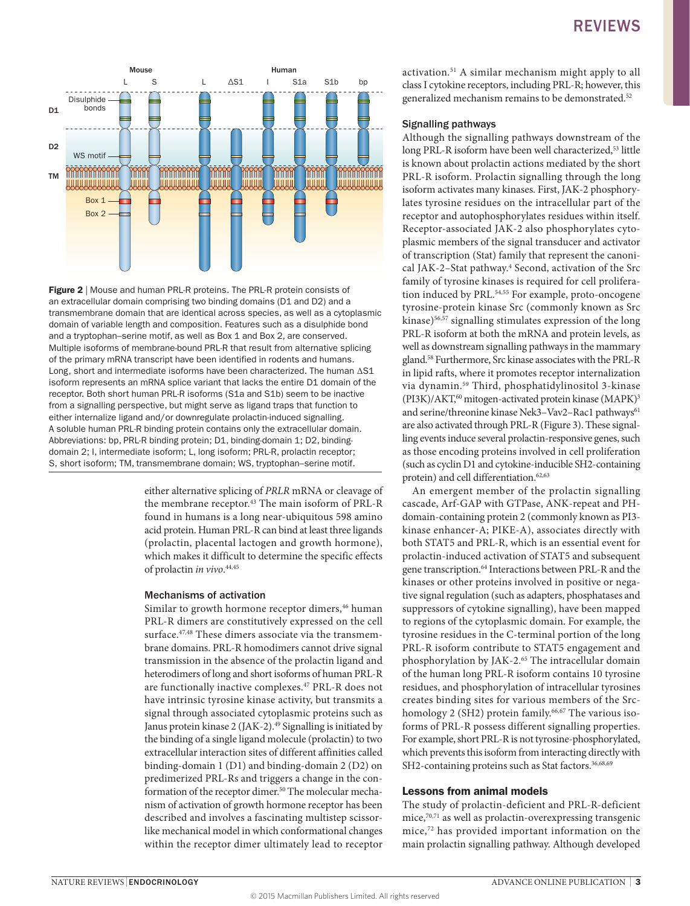Figure 2 | Mouse and human PRL-R proteins. The PRL-R protein consists of an extracellular domain comprising two binding domains (D1 and D2) and a transmembrane domain that are identical across species, as well as a cytoplasmic domain of variable length and composition. Features such as a disulphide bond and a tryptophan–serine motif, as well as Box 1 and Box 2, are conserved. Multiple isoforms of membrane-bound PRL-R that result from alternative splicing of the primary mRNA transcript have been identified in rodents and humans. Long, short and intermediate isoforms have been characterized. The human ΔS1 isoform represents an mRNA splice variant that lacks the entire D1 domain of the receptor. Both short human PRL-R isoforms (S1a and S1b) seem to be inactive from a signalling perspective, but might serve as ligand traps that function to either internalize ligand and/or downregulate prolactin-induced signalling. A soluble human PRL-R binding protein contains only the extracellular domain. Abbreviations: bp, PRL-R binding protein; D1, binding-domain 1; D2, binding-domain 2; I, intermediate isoform; L, long isoform; PRL-R, prolactin receptor; S, short isoform; TM, transmembrane domain; WS, tryptophan–serine motif.

either alternative splicing of *PRLR* mRNA or cleavage of the membrane receptor.[43] The main isoform of PRL-R found in humans is a long near-ubiquitous 598 amino acid protein. Human PRL-R can bind at least three ligands (prolactin, placental lactogen and growth hormone), which makes it difficult to determine the specific effects of prolactin *in vivo*.[44,45]

### Mechanisms of activation

Similar to growth hormone receptor dimers,[46] human PRL-R dimers are constitutively expressed on the cell surface.[47,48] These dimers associate via the transmembrane domains. PRL-R homodimers cannot drive signal transmission in the absence of the prolactin ligand and heterodimers of long and short isoforms of human PRL-R are functionally inactive complexes.[47] PRL-R does not have intrinsic tyrosine kinase activity, but transmits a signal through associated cytoplasmic proteins such as Janus protein kinase 2 (JAK-2).[49] Signalling is initiated by the binding of a single ligand molecule (prolactin) to two extracellular interaction sites of different affinities called binding-domain 1 (D1) and binding-domain 2 (D2) on predimerized PRL-Rs and triggers a change in the conformation of the receptor dimer.[50] The molecular mechanism of activation of growth hormone receptor has been described and involves a fascinating multistep scissor-like mechanical model in which conformational changes within the receptor dimer ultimately lead to receptor activation.[51] A similar mechanism might apply to all class I cytokine receptors, including PRL-R; however, this generalized mechanism remains to be demonstrated.[52]

### Signalling pathways

Although the signalling pathways downstream of the long PRL-R isoform have been well characterized,[53] little is known about prolactin actions mediated by the short PRL-R isoform. Prolactin signalling through the long isoform activates many kinases. First, JAK-2 phosphorylates tyrosine residues on the intracellular part of the receptor and autophosphorylates residues within itself. Receptor-associated JAK-2 also phosphorylates cytoplasmic members of the signal transducer and activator of transcription (Stat) family that represent the canonical JAK-2–Stat pathway.[4] Second, activation of the Src family of tyrosine kinases is required for cell proliferation induced by PRL.[54,55] For example, proto-oncogene tyrosine-protein kinase Src (commonly known as Src kinase)[56,57] signalling stimulates expression of the long PRL-R isoform at both the mRNA and protein levels, as well as downstream signalling pathways in the mammary gland.[58] Furthermore, Src kinase associates with the PRL-R in lipid rafts, where it promotes receptor internalization via dynamin.[59] Third, phosphatidylinositol 3-kinase (PI3K)/AKT,[60] mitogen-activated protein kinase (MAPK)[3] and serine/threonine kinase Nek3–Vav2–Rac1 pathways[61] are also activated through PRL-R (Figure 3). These signalling events induce several prolactin-responsive genes, such as those encoding proteins involved in cell proliferation (such as cyclin D1 and cytokine-inducible SH2-containing protein) and cell differentiation.[62,63]

An emergent member of the prolactin signalling cascade, Arf-GAP with GTPase, ANK-repeat and PH-domain-containing protein 2 (commonly known as PI3-kinase enhancer-A; PIKE-A), associates directly with both STAT5 and PRL-R, which is an essential event for prolactin-induced activation of STAT5 and subsequent gene transcription.[64] Interactions between PRL-R and the kinases or other proteins involved in positive or negative signal regulation (such as adapters, phosphatases and suppressors of cytokine signalling), have been mapped to regions of the cytoplasmic domain. For example, the tyrosine residues in the C-terminal portion of the long PRL-R isoform contribute to STAT5 engagement and phosphorylation by JAK-2.[65] The intracellular domain of the human long PRL-R isoform contains 10 tyrosine residues, and phosphorylation of intracellular tyrosines creates binding sites for various members of the Src-homology 2 (SH2) protein family.[66,67] The various isoforms of PRL-R possess different signalling properties. For example, short PRL-R is not tyrosine-phosphorylated, which prevents this isoform from interacting directly with SH2-containing proteins such as Stat factors.[36,68,69]

## Lessons from animal models

The study of prolactin-deficient and PRL-R-deficient mice,[70,71] as well as prolactin-overexpressing transgenic mice,[72] has provided important information on the main prolactin signalling pathway. Although developed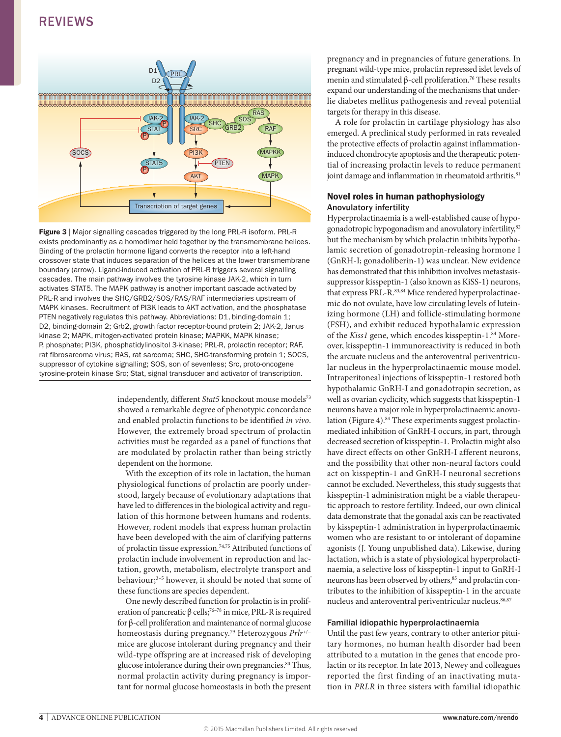**Figure 3** | Major signalling cascades triggered by the long PRL-R isoform. PRL-R exists predominantly as a homodimer held together by the transmembrane helices. Binding of the prolactin hormone ligand converts the receptor into a left-hand crossover state that induces separation of the helices at the lower transmembrane boundary (arrow). Ligand-induced activation of PRL-R triggers several signalling cascades. The main pathway involves the tyrosine kinase JAK-2, which in turn activates STAT5. The MAPK pathway is another important cascade activated by PRL-R and involves the SHC/GRB2/SOS/RAS/RAF intermediaries upstream of MAPK kinases. Recruitment of PI3K leads to AKT activation, and the phosphatase PTEN negatively regulates this pathway. Abbreviations: D1, binding-domain 1; D2, binding-domain 2; Grb2, growth factor receptor-bound protein 2; JAK-2, Janus kinase 2; MAPK, mitogen-activated protein kinase; MAPKK, MAPK kinase; P, phosphate; PI3K, phosphatidylinositol 3-kinase; PRL-R, prolactin receptor; RAF, rat fibrosarcoma virus; RAS, rat sarcoma; SHC, SHC-transforming protein 1; SOCS, suppressor of cytokine signalling; SOS, son of sevenless; Src, proto-oncogene tyrosine-protein kinase Src; Stat, signal transducer and activator of transcription.

independently, different *Stat5* knockout mouse models[73] showed a remarkable degree of phenotypic concordance and enabled prolactin functions to be identified *in vivo*. However, the extremely broad spectrum of prolactin activities must be regarded as a panel of functions that are modulated by prolactin rather than being strictly dependent on the hormone.

With the exception of its role in lactation, the human physiological functions of prolactin are poorly understood, largely because of evolutionary adaptations that have led to differences in the biological activity and regulation of this hormone between humans and rodents. However, rodent models that express human prolactin have been developed with the aim of clarifying patterns of prolactin tissue expression.[74,75] Attributed functions of prolactin include involvement in reproduction and lactation, growth, metabolism, electrolyte transport and behaviour;[3–5] however, it should be noted that some of these functions are species dependent.

One newly described function for prolactin is in proliferation of pancreatic β cells;[76–78] in mice, PRL-R is required for β-cell proliferation and maintenance of normal glucose homeostasis during pregnancy.[79] Heterozygous *Prlr*$^{+/-}$ mice are glucose intolerant during pregnancy and their wild-type offspring are at increased risk of developing glucose intolerance during their own pregnancies.[80] Thus, normal prolactin activity during pregnancy is important for normal glucose homeostasis in both the present pregnancy and in pregnancies of future generations. In pregnant wild-type mice, prolactin repressed islet levels of menin and stimulated β-cell proliferation.[76] These results expand our understanding of the mechanisms that underlie diabetes mellitus pathogenesis and reveal potential targets for therapy in this disease.

A role for prolactin in cartilage physiology has also emerged. A preclinical study performed in rats revealed the protective effects of prolactin against inflammation-induced chondrocyte apoptosis and the therapeutic potential of increasing prolactin levels to reduce permanent joint damage and inflammation in rheumatoid arthritis.[81]

## Novel roles in human pathophysiology

### Anovulatory infertility

Hyperprolactinaemia is a well-established cause of hypogonadotropic hypogonadism and anovulatory infertility,[82] but the mechanism by which prolactin inhibits hypothalamic secretion of gonadotropin-releasing hormone I (GnRH-I; gonadoliberin-1) was unclear. New evidence has demonstrated that this inhibition involves metastasis-suppressor kisspeptin-1 (also known as KiSS-1) neurons, that express PRL-R.[83,84] Mice rendered hyperprolactinaemic do not ovulate, have low circulating levels of luteinizing hormone (LH) and follicle-stimulating hormone (FSH), and exhibit reduced hypothalamic expression of the *Kiss1* gene, which encodes kisspeptin-1.[84] Moreover, kisspeptin-1 immunoreactivity is reduced in both the arcuate nucleus and the anteroventral periventricular nucleus in the hyperprolactinaemic mouse model. Intraperitoneal injections of kisspeptin-1 restored both hypothalamic GnRH-I and gonadotropin secretion, as well as ovarian cyclicity, which suggests that kisspeptin-1 neurons have a major role in hyperprolactinaemic anovulation (Figure 4).[84] These experiments suggest prolactin-mediated inhibition of GnRH-I occurs, in part, through decreased secretion of kisspeptin-1. Prolactin might also have direct effects on other GnRH-I afferent neurons, and the possibility that other non-neural factors could act on kisspeptin-1 and GnRH-I neuronal secretions cannot be excluded. Nevertheless, this study suggests that kisspeptin-1 administration might be a viable therapeutic approach to restore fertility. Indeed, our own clinical data demonstrate that the gonadal axis can be reactivated by kisspeptin-1 administration in hyperprolactinaemic women who are resistant to or intolerant of dopamine agonists (J. Young unpublished data). Likewise, during lactation, which is a state of physiological hyperprolactinaemia, a selective loss of kisspeptin-1 input to GnRH-I neurons has been observed by others,[85] and prolactin contributes to the inhibition of kisspeptin-1 in the arcuate nucleus and anteroventral periventricular nucleus.[86,87]

### Familial idiopathic hyperprolactinaemia

Until the past few years, contrary to other anterior pituitary hormones, no human health disorder had been attributed to a mutation in the genes that encode prolactin or its receptor. In late 2013, Newey and colleagues reported the first finding of an inactivating mutation in *PRLR* in three sisters with familial idiopathic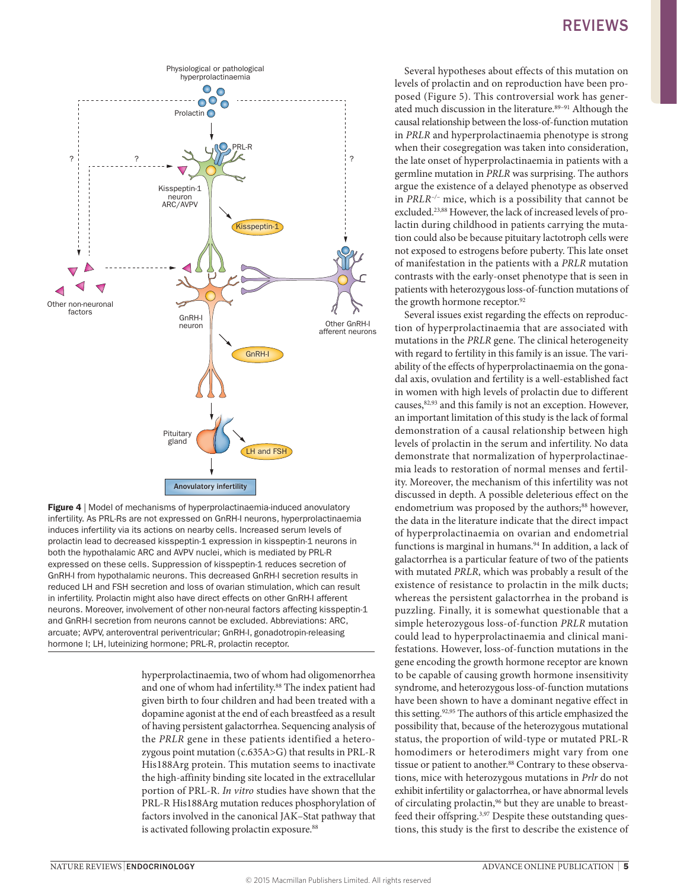**Figure 4** | Model of mechanisms of hyperprolactinaemia-induced anovulatory infertility. As PRL-Rs are not expressed on GnRH-I neurons, hyperprolactinaemia induces infertility via its actions on nearby cells. Increased serum levels of prolactin lead to decreased kisspeptin-1 expression in kisspeptin-1 neurons in both the hypothalamic ARC and AVPV nuclei, which is mediated by PRL-R expressed on these cells. Suppression of kisspeptin-1 reduces secretion of GnRH-I from hypothalamic neurons. This decreased GnRH-I secretion results in reduced LH and FSH secretion and loss of ovarian stimulation, which can result in infertility. Prolactin might also have direct effects on other GnRH-I afferent neurons. Moreover, involvement of other non-neural factors affecting kisspeptin-1 and GnRH-I secretion from neurons cannot be excluded. Abbreviations: ARC, arcuate; AVPV, anteroventral periventricular; GnRH-I, gonadotropin-releasing hormone I; LH, luteinizing hormone; PRL-R, prolactin receptor.

hyperprolactinaemia, two of whom had oligomenorrhea and one of whom had infertility.[88] The index patient had given birth to four children and had been treated with a dopamine agonist at the end of each breastfeed as a result of having persistent galactorrhea. Sequencing analysis of the *PRLR* gene in these patients identified a heterozygous point mutation (c.635A>G) that results in PRL-R His188Arg protein. This mutation seems to inactivate the high-affinity binding site located in the extracellular portion of PRL-R. *In vitro* studies have shown that the PRL-R His188Arg mutation reduces phosphorylation of factors involved in the canonical JAK–Stat pathway that is activated following prolactin exposure.[88]

Several hypotheses about effects of this mutation on levels of prolactin and on reproduction have been proposed (Figure 5). This controversial work has generated much discussion in the literature.[89–91] Although the causal relationship between the loss-of-function mutation in *PRLR* and hyperprolactinaemia phenotype is strong when their cosegregation was taken into consideration, the late onset of hyperprolactinaemia in patients with a germline mutation in *PRLR* was surprising. The authors argue the existence of a delayed phenotype as observed in *PRLR*$^{-/-}$ mice, which is a possibility that cannot be excluded.[23,88] However, the lack of increased levels of prolactin during childhood in patients carrying the mutation could also be because pituitary lactotroph cells were not exposed to estrogens before puberty. This late onset of manifestation in the patients with a *PRLR* mutation contrasts with the early-onset phenotype that is seen in patients with heterozygous loss-of-function mutations of the growth hormone receptor.[92]

Several issues exist regarding the effects on reproduction of hyperprolactinaemia that are associated with mutations in the *PRLR* gene. The clinical heterogeneity with regard to fertility in this family is an issue. The variability of the effects of hyperprolactinaemia on the gonadal axis, ovulation and fertility is a well-established fact in women with high levels of prolactin due to different causes,[82,93] and this family is not an exception. However, an important limitation of this study is the lack of formal demonstration of a causal relationship between high levels of prolactin in the serum and infertility. No data demonstrate that normalization of hyperprolactinaemia leads to restoration of normal menses and fertility. Moreover, the mechanism of this infertility was not discussed in depth. A possible deleterious effect on the endometrium was proposed by the authors;[88] however, the data in the literature indicate that the direct impact of hyperprolactinaemia on ovarian and endometrial functions is marginal in humans.[94] In addition, a lack of galactorrhea is a particular feature of two of the patients with mutated *PRLR*, which was probably a result of the existence of resistance to prolactin in the milk ducts; whereas the persistent galactorrhea in the proband is puzzling. Finally, it is somewhat questionable that a simple heterozygous loss-of-function *PRLR* mutation could lead to hyperprolactinaemia and clinical manifestations. However, loss-of-function mutations in the gene encoding the growth hormone receptor are known to be capable of causing growth hormone insensitivity syndrome, and heterozygous loss-of-function mutations have been shown to have a dominant negative effect in this setting.[92,95] The authors of this article emphasized the possibility that, because of the heterozygous mutational status, the proportion of wild-type or mutated PRL-R homodimers or heterodimers might vary from one tissue or patient to another.[88] Contrary to these observations, mice with heterozygous mutations in *Prlr* do not exhibit infertility or galactorrhea, or have abnormal levels of circulating prolactin,[96] but they are unable to breastfeed their offspring.[3,97] Despite these outstanding questions, this study is the first to describe the existence of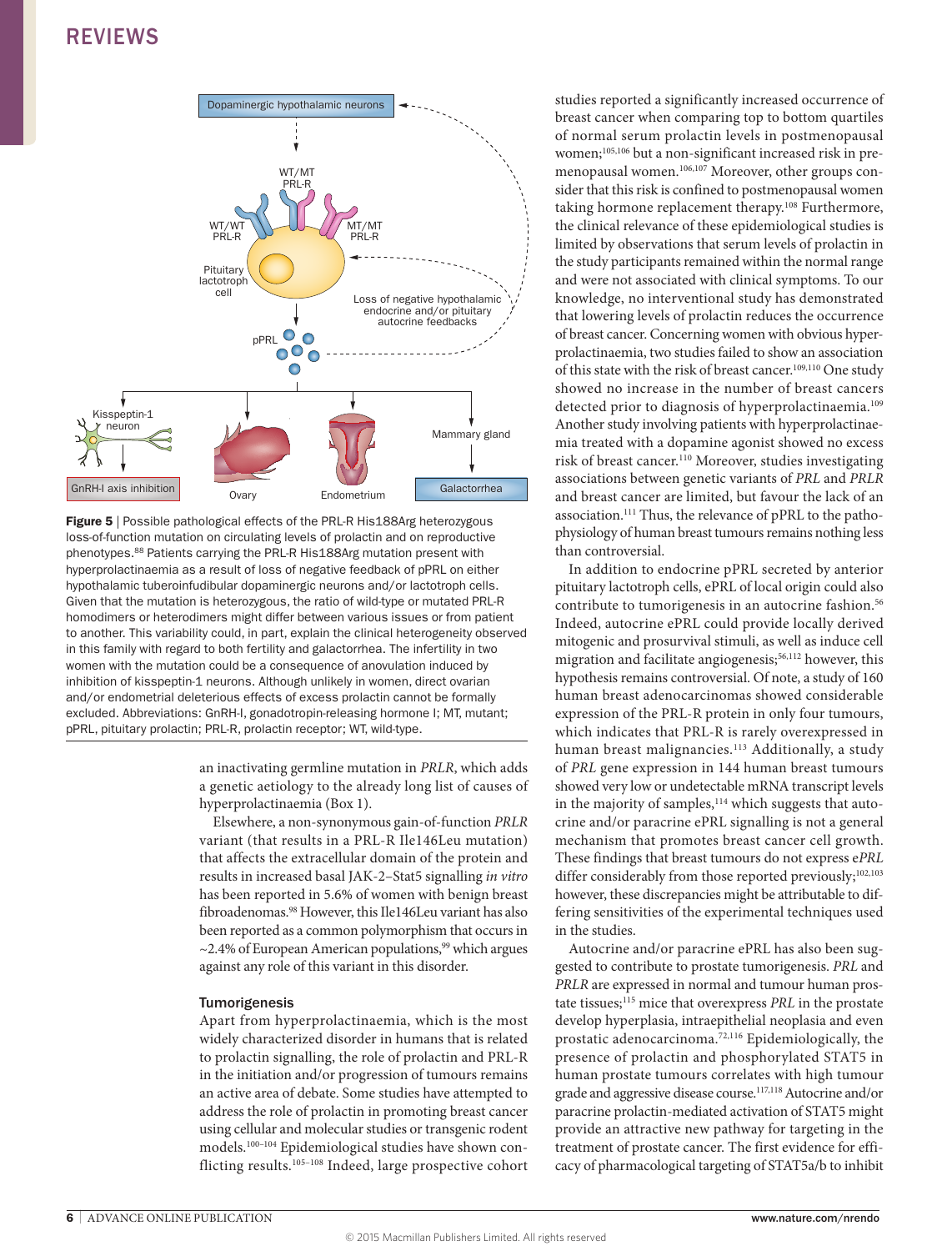**Figure 5** | Possible pathological effects of the PRL-R His188Arg heterozygous loss-of-function mutation on circulating levels of prolactin and on reproductive phenotypes.[88] Patients carrying the PRL-R His188Arg mutation present with hyperprolactinaemia as a result of loss of negative feedback of pPRL on either hypothalamic tuberoinfudibular dopaminergic neurons and/or lactotroph cells. Given that the mutation is heterozygous, the ratio of wild-type or mutated PRL-R homodimers or heterodimers might differ between various issues or from patient to another. This variability could, in part, explain the clinical heterogeneity observed in this family with regard to both fertility and galactorrhea. The infertility in two women with the mutation could be a consequence of anovulation induced by inhibition of kisspeptin-1 neurons. Although unlikely in women, direct ovarian and/or endometrial deleterious effects of excess prolactin cannot be formally excluded. Abbreviations: GnRH-I, gonadotropin-releasing hormone I; MT, mutant; pPRL, pituitary prolactin; PRL-R, prolactin receptor; WT, wild-type.

an inactivating germline mutation in *PRLR*, which adds a genetic aetiology to the already long list of causes of hyperprolactinaemia (Box 1).

Elsewhere, a non-synonymous gain-of-function *PRLR* variant (that results in a PRL-R Ile146Leu mutation) that affects the extracellular domain of the protein and results in increased basal JAK-2–Stat5 signalling *in vitro* has been reported in 5.6% of women with benign breast fibroadenomas.[98] However, this Ile146Leu variant has also been reported as a common polymorphism that occurs in ~2.4% of European American populations,[99] which argues against any role of this variant in this disorder.

### Tumorigenesis

Apart from hyperprolactinaemia, which is the most widely characterized disorder in humans that is related to prolactin signalling, the role of prolactin and PRL-R in the initiation and/or progression of tumours remains an active area of debate. Some studies have attempted to address the role of prolactin in promoting breast cancer using cellular and molecular studies or transgenic rodent models.[100–104] Epidemiological studies have shown conflicting results.[105–108] Indeed, large prospective cohort studies reported a significantly increased occurrence of breast cancer when comparing top to bottom quartiles of normal serum prolactin levels in postmenopausal women;[105,106] but a non-significant increased risk in premenopausal women.[106,107] Moreover, other groups consider that this risk is confined to postmenopausal women taking hormone replacement therapy.[108] Furthermore, the clinical relevance of these epidemiological studies is limited by observations that serum levels of prolactin in the study participants remained within the normal range and were not associated with clinical symptoms. To our knowledge, no interventional study has demonstrated that lowering levels of prolactin reduces the occurrence of breast cancer. Concerning women with obvious hyperprolactinaemia, two studies failed to show an association of this state with the risk of breast cancer.[109,110] One study showed no increase in the number of breast cancers detected prior to diagnosis of hyperprolactinaemia.[109] Another study involving patients with hyperprolactinaemia treated with a dopamine agonist showed no excess risk of breast cancer.[110] Moreover, studies investigating associations between genetic variants of *PRL* and *PRLR* and breast cancer are limited, but favour the lack of an association.[111] Thus, the relevance of pPRL to the pathophysiology of human breast tumours remains nothing less than controversial.

In addition to endocrine pPRL secreted by anterior pituitary lactotroph cells, ePRL of local origin could also contribute to tumorigenesis in an autocrine fashion.[56] Indeed, autocrine ePRL could provide locally derived mitogenic and prosurvival stimuli, as well as induce cell migration and facilitate angiogenesis;[56,112] however, this hypothesis remains controversial. Of note, a study of 160 human breast adenocarcinomas showed considerable expression of the PRL-R protein in only four tumours, which indicates that PRL-R is rarely overexpressed in human breast malignancies.[113] Additionally, a study of *PRL* gene expression in 144 human breast tumours showed very low or undetectable mRNA transcript levels in the majority of samples,[114] which suggests that autocrine and/or paracrine ePRL signalling is not a general mechanism that promotes breast cancer cell growth. These findings that breast tumours do not express e*PRL* differ considerably from those reported previously;[102,103] however, these discrepancies might be attributable to differing sensitivities of the experimental techniques used in the studies.

Autocrine and/or paracrine ePRL has also been suggested to contribute to prostate tumorigenesis. *PRL* and *PRLR* are expressed in normal and tumour human prostate tissues;[115] mice that overexpress *PRL* in the prostate develop hyperplasia, intraepithelial neoplasia and even prostatic adenocarcinoma.[72,116] Epidemiologically, the presence of prolactin and phosphorylated STAT5 in human prostate tumours correlates with high tumour grade and aggressive disease course.[117,118] Autocrine and/or paracrine prolactin-mediated activation of STAT5 might provide an attractive new pathway for targeting in the treatment of prostate cancer. The first evidence for efficacy of pharmacological targeting of STAT5a/b to inhibit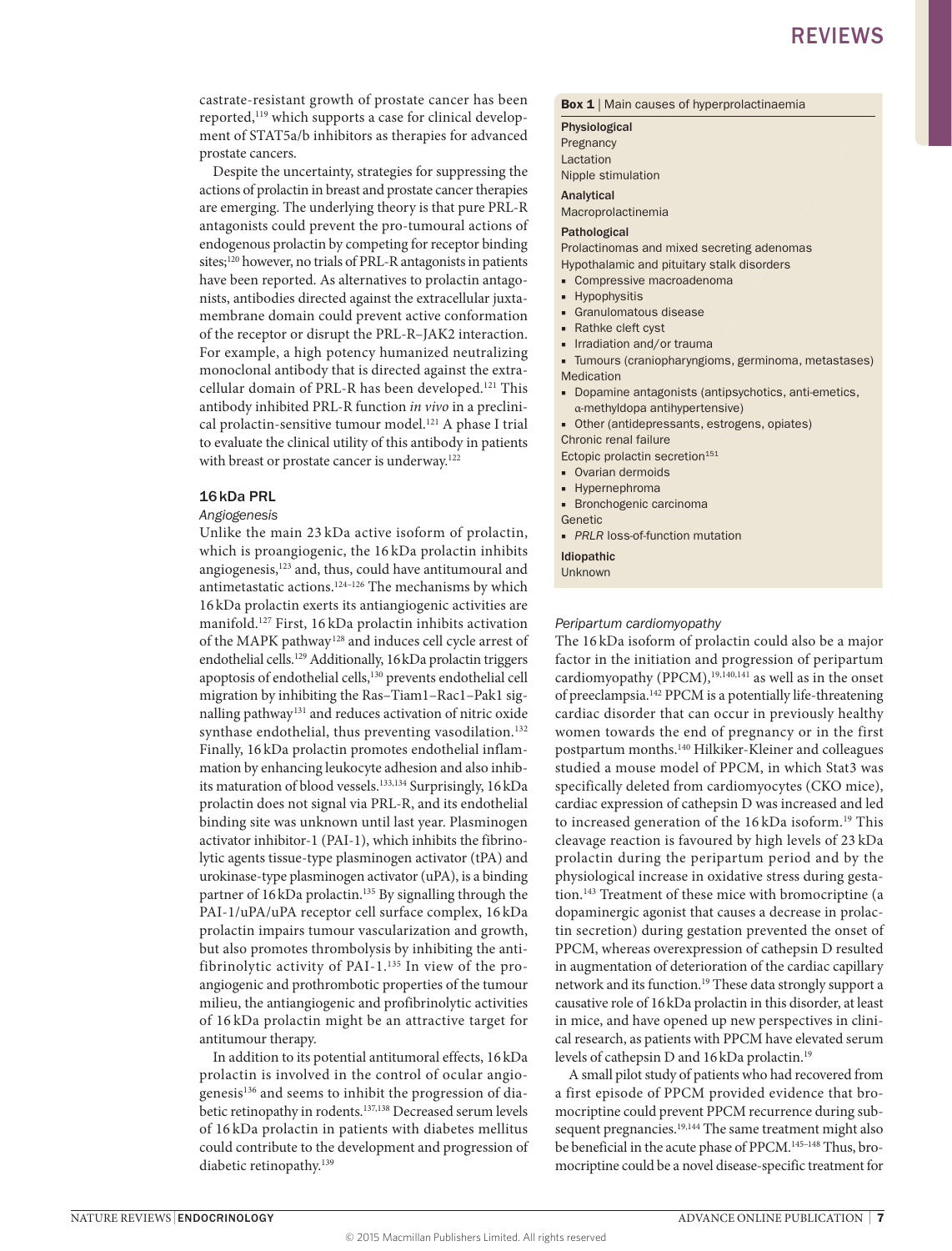castrate-resistant growth of prostate cancer has been reported,[119] which supports a case for clinical development of STAT5a/b inhibitors as therapies for advanced prostate cancers.

Despite the uncertainty, strategies for suppressing the actions of prolactin in breast and prostate cancer therapies are emerging. The underlying theory is that pure PRL-R antagonists could prevent the pro-tumoural actions of endogenous prolactin by competing for receptor binding sites;[120] however, no trials of PRL-R antagonists in patients have been reported. As alternatives to prolactin antagonists, antibodies directed against the extracellular juxtamembrane domain could prevent active conformation of the receptor or disrupt the PRL-R–JAK2 interaction. For example, a high potency humanized neutralizing monoclonal antibody that is directed against the extracellular domain of PRL-R has been developed.[121] This antibody inhibited PRL-R function *in vivo* in a preclinical prolactin-sensitive tumour model.[121] A phase I trial to evaluate the clinical utility of this antibody in patients with breast or prostate cancer is underway.[122]

## 16 kDa PRL

### *Angiogenesis*

Unlike the main 23 kDa active isoform of prolactin, which is proangiogenic, the 16 kDa prolactin inhibits angiogenesis,[123] and, thus, could have antitumoural and antimetastatic actions.[124–126] The mechanisms by which 16 kDa prolactin exerts its antiangiogenic activities are manifold.[127] First, 16 kDa prolactin inhibits activation of the MAPK pathway[128] and induces cell cycle arrest of endothelial cells.[129] Additionally, 16 kDa prolactin triggers apoptosis of endothelial cells,[130] prevents endothelial cell migration by inhibiting the Ras–Tiam1–Rac1–Pak1 signalling pathway[131] and reduces activation of nitric oxide synthase endothelial, thus preventing vasodilation.[132] Finally, 16 kDa prolactin promotes endothelial inflammation by enhancing leukocyte adhesion and also inhibits maturation of blood vessels.[133,134] Surprisingly, 16 kDa prolactin does not signal via PRL-R, and its endothelial binding site was unknown until last year. Plasminogen activator inhibitor-1 (PAI-1), which inhibits the fibrinolytic agents tissue-type plasminogen activator (tPA) and urokinase-type plasminogen activator (uPA), is a binding partner of 16 kDa prolactin.[135] By signalling through the PAI-1/uPA/uPA receptor cell surface complex, 16 kDa prolactin impairs tumour vascularization and growth, but also promotes thrombolysis by inhibiting the antifibrinolytic activity of PAI-1.[135] In view of the proangiogenic and prothrombotic properties of the tumour milieu, the antiangiogenic and profibrinolytic activities of 16 kDa prolactin might be an attractive target for antitumour therapy.

In addition to its potential antitumoral effects, 16 kDa prolactin is involved in the control of ocular angiogenesis[136] and seems to inhibit the progression of diabetic retinopathy in rodents.[137,138] Decreased serum levels of 16 kDa prolactin in patients with diabetes mellitus could contribute to the development and progression of diabetic retinopathy.[139]

**Box 1** | Main causes of hyperprolactinaemia

**Physiological**
Pregnancy
Lactation
Nipple stimulation

**Analytical**
Macroprolactinemia

**Pathological**
Prolactinomas and mixed secreting adenomas
Hypothalamic and pituitary stalk disorders
- Compressive macroadenoma
- Hypophysitis
- Granulomatous disease
- Rathke cleft cyst
- Irradiation and/or trauma
- Tumours (craniopharyngioms, germinoma, metastases)

Medication
- Dopamine antagonists (antipsychotics, anti-emetics, α-methyldopa antihypertensive)
- Other (antidepressants, anti-emetics, estrogens, opiates)

Chronic renal failure
Ectopic prolactin secretion[151]
- Ovarian dermoids
- Hypernephroma
- Bronchogenic carcinoma

Genetic
- *PRLR* loss-of-function mutation

**Idiopathic**
Unknown

### *Peripartum cardiomyopathy*

The 16 kDa isoform of prolactin could also be a major factor in the initiation and progression of peripartum cardiomyopathy (PPCM),[19,140,141] as well as in the onset of preeclampsia.[142] PPCM is a potentially life-threatening cardiac disorder that can occur in previously healthy women towards the end of pregnancy or in the first postpartum months.[140] Hilkiker-Kleiner and colleagues studied a mouse model of PPCM, in which Stat3 was specifically deleted from cardiomyocytes (CKO mice), cardiac expression of cathepsin D was increased and led to increased generation of the 16 kDa isoform.[19] This cleavage reaction is favoured by high levels of 23 kDa prolactin during the peripartum period and by the physiological increase in oxidative stress during gestation.[143] Treatment of these mice with bromocriptine (a dopaminergic agonist that causes a decrease in prolactin secretion) during gestation prevented the onset of PPCM, whereas overexpression of cathepsin D resulted in augmentation of deterioration of the cardiac capillary network and its function.[19] These data strongly support a causative role of 16 kDa prolactin in this disorder, at least in mice, and have opened up new perspectives in clinical research, as patients with PPCM have elevated serum levels of cathepsin D and 16 kDa prolactin.[19]

A small pilot study of patients who had recovered from a first episode of PPCM provided evidence that bromocriptine could prevent PPCM recurrence during subsequent pregnancies.[19,144] The same treatment might also be beneficial in the acute phase of PPCM.[145–148] Thus, bromocriptine could be a novel disease-specific treatment for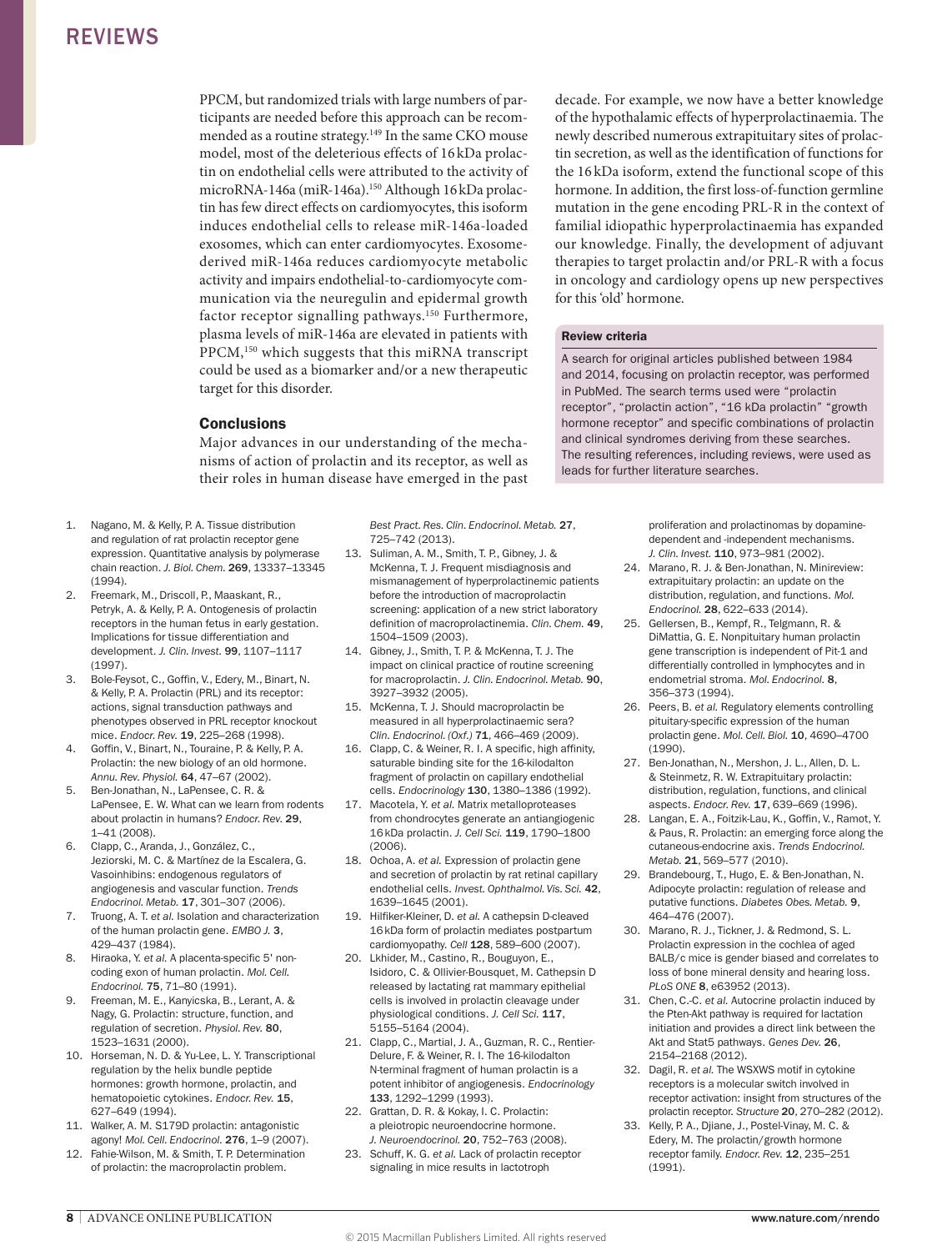PPCM, but randomized trials with large numbers of participants are needed before this approach can be recommended as a routine strategy.[149] In the same CKO mouse model, most of the deleterious effects of 16 kDa prolactin on endothelial cells were attributed to the activity of microRNA-146a (miR-146a).[150] Although 16 kDa prolactin has few direct effects on cardiomyocytes, this isoform induces endothelial cells to release miR-146a-loaded exosomes, which can enter cardiomyocytes. Exosome-derived miR-146a reduces cardiomyocyte metabolic activity and impairs endothelial-to-cardiomyocyte communication via the neuregulin and epidermal growth factor receptor signalling pathways.[150] Furthermore, plasma levels of miR-146a are elevated in patients with PPCM,[150] which suggests that this miRNA transcript could be used as a biomarker and/or a new therapeutic target for this disorder.

## Conclusions

Major advances in our understanding of the mechanisms of action of prolactin and its receptor, as well as their roles in human disease have emerged in the past decade. For example, we now have a better knowledge of the hypothalamic effects of hyperprolactinaemia. The newly described numerous extrapituitary sites of prolactin secretion, as well as the identification of functions for the 16 kDa isoform, extend the functional scope of this hormone. In addition, the first loss-of-function germline mutation in the gene encoding PRL-R in the context of familial idiopathic hyperprolactinaemia has expanded our knowledge. Finally, the development of adjuvant therapies to target prolactin and/or PRL-R with a focus in oncology and cardiology opens up new perspectives for this 'old' hormone.

### Review criteria

A search for original articles published between 1984 and 2014, focusing on prolactin receptor, was performed in PubMed. The search terms used were "prolactin receptor", "prolactin action", "16 kDa prolactin" "growth hormone receptor" and specific combinations of prolactin and clinical syndromes deriving from these searches. The resulting references, including reviews, were used as leads for further literature searches.

1. Nagano, M. & Kelly, P. A. Tissue distribution and regulation of rat prolactin receptor gene expression. Quantitative analysis by polymerase chain reaction. *J. Biol. Chem.* **269**, 13337–13345 (1994).
2. Freemark, M., Driscoll, P., Maaskant, R., Petryk, A. & Kelly, P. A. Ontogenesis of prolactin receptors in the human fetus in early gestation. Implications for tissue differentiation and development. *J. Clin. Invest.* **99**, 1107–1117 (1997).
3. Bole-Feysot, C., Goffin, V., Edery, M., Binart, N. & Kelly, P. A. Prolactin (PRL) and its receptor: actions, signal transduction pathways and phenotypes observed in PRL receptor knockout mice. *Endocr. Rev.* **19**, 225–268 (1998).
4. Goffin, V., Binart, N., Touraine, P. & Kelly, P. A. Prolactin: the new biology of an old hormone. *Annu. Rev. Physiol.* **64**, 47–67 (2002).
5. Ben-Jonathan, N., LaPensee, C. R. & LaPensee, E. W. What can we learn from rodents about prolactin in humans? *Endocr. Rev.* **29**, 1–41 (2008).
6. Clapp, C., Aranda, J., González, C., Jeziorski, M. C. & Martínez de la Escalera, G. Vasoinhibins: endogenous regulators of angiogenesis and vascular function. *Trends Endocrinol. Metab.* **17**, 301–307 (2006).
7. Truong, A. T. *et al.* Isolation and characterization of the human prolactin gene. *EMBO J.* **3**, 429–437 (1984).
8. Hiraoka, Y. *et al.* A placenta-specific 5′ non-coding exon of human prolactin. *Mol. Cell. Endocrinol.* **75**, 71–80 (1991).
9. Freeman, M. E., Kanyicska, B., Lerant, A. & Nagy, G. Prolactin: structure, function, and regulation of secretion. *Physiol. Rev.* **80**, 1523–1631 (2000).
10. Horseman, N. D. & Yu-Lee, L. Y. Transcriptional regulation by the helix bundle peptide hormones: growth hormone, prolactin, and hematopoietic cytokines. *Endocr. Rev.* **15**, 627–649 (1994).
11. Walker, A. M. S179D prolactin: antagonistic agony! *Mol. Cell. Endocrinol.* **276**, 1–9 (2007).
12. Fahie-Wilson, M. & Smith, T. P. Determination of prolactin: the macroprolactin problem. *Best Pract. Res. Clin. Endocrinol. Metab.* **27**, 725–742 (2013).
13. Suliman, A. M., Smith, T. P., Gibney, J. & McKenna, T. J. Frequent misdiagnosis and mismanagement of hyperprolactinemic patients before the introduction of macroprolactin screening: application of a new strict laboratory definition of macroprolactinemia. *Clin. Chem.* **49**, 1504–1509 (2003).
14. Gibney, J., Smith, T. P. & McKenna, T. J. The impact on clinical practice of routine screening for macroprolactin. *J. Clin. Endocrinol. Metab.* **90**, 3927–3932 (2005).
15. McKenna, T. J. Should macroprolactin be measured in all hyperprolactinaemic sera? *Clin. Endocrinol. (Oxf.)* **71**, 466–469 (2009).
16. Clapp, C. & Weiner, R. I. A specific, high affinity, saturable binding site for the 16-kilodalton fragment of prolactin on capillary endothelial cells. *Endocrinology* **130**, 1380–1386 (1992).
17. Macotela, Y. *et al.* Matrix metalloproteases from chondrocytes generate an antiangiogenic 16 kDa prolactin. *J. Cell Sci.* **119**, 1790–1800 (2006).
18. Ochoa, A. *et al.* Expression of prolactin gene and secretion of prolactin by rat retinal capillary endothelial cells. *Invest. Ophthalmol. Vis. Sci.* **42**, 1639–1645 (2001).
19. Hilfiker-Kleiner, D. *et al.* A cathepsin D-cleaved 16 kDa form of prolactin mediates postpartum cardiomyopathy. *Cell* **128**, 589–600 (2007).
20. Lkhider, M., Castino, R., Bouguyon, E., Isidoro, C. & Ollivier-Bousquet, M. Cathepsin D released by lactating rat mammary epithelial cells is involved in prolactin cleavage under physiological conditions. *J. Cell Sci.* **117**, 5155–5164 (2004).
21. Clapp, C., Martial, J. A., Guzman, R. C., Rentier-Delure, F. & Weiner, R. I. The 16-kilodalton N-terminal fragment of human prolactin is a potent inhibitor of angiogenesis. *Endocrinology* **133**, 1292–1299 (1993).
22. Grattan, D. R. & Kokay, I. C. Prolactin: a pleiotropic neuroendocrine hormone. *J. Neuroendocrinol.* **20**, 752–763 (2008).
23. Schuff, K. G. *et al.* Lack of prolactin receptor signaling in mice results in lactotroph proliferation and prolactinomas by dopamine-dependent and -independent mechanisms. *J. Clin. Invest.* **110**, 973–981 (2002).
24. Marano, R. J. & Ben-Jonathan, N. Minireview: extrapituitary prolactin: an update on the distribution, regulation, and functions. *Mol. Endocrinol.* **28**, 622–633 (2014).
25. Gellersen, B., Kempf, R., Telgmann, R. & DiMattia, G. E. Nonpituitary human prolactin gene transcription is independent of Pit-1 and differentially controlled in lymphocytes and in endometrial stroma. *Mol. Endocrinol.* **8**, 356–373 (1994).
26. Peers, B. *et al.* Regulatory elements controlling pituitary-specific expression of the human prolactin gene. *Mol. Cell. Biol.* **10**, 4690–4700 (1990).
27. Ben-Jonathan, N., Mershon, J. L., Allen, D. L. & Steinmetz, R. W. Extrapituitary prolactin: distribution, regulation, functions, and clinical aspects. *Endocr. Rev.* **17**, 639–669 (1996).
28. Langan, E. A., Foitzik-Lau, K., Goffin, V., Ramot, Y. & Paus, R. Prolactin: an emerging force along the cutaneous-endocrine axis. *Trends Endocrinol. Metab.* **21**, 569–577 (2010).
29. Brandebourg, T., Hugo, E. & Ben-Jonathan, N. Adipocyte prolactin: regulation of release and putative functions. *Diabetes Obes. Metab.* **9**, 464–476 (2007).
30. Marano, R. J., Tickner, J. & Redmond, S. L. Prolactin expression in the cochlea of aged BALB/c mice is gender biased and correlates to loss of bone mineral density and hearing loss. *PLoS ONE* **8**, e63952 (2013).
31. Chen, C.-C. *et al.* Autocrine prolactin induced by the Pten-Akt pathway is required for lactation initiation and provides a direct link between the Akt and Stat5 pathways. *Genes Dev.* **26**, 2154–2168 (2012).
32. Dagil, R. *et al.* The WSXWS motif in cytokine receptors is a molecular switch involved in receptor activation: insight from structures of the prolactin receptor. *Structure* **20**, 270–282 (2012).
33. Kelly, P. A., Djiane, J., Postel-Vinay, M. C. & Edery, M. The prolactin/growth hormone receptor family. *Endocr. Rev.* **12**, 235–251 (1991).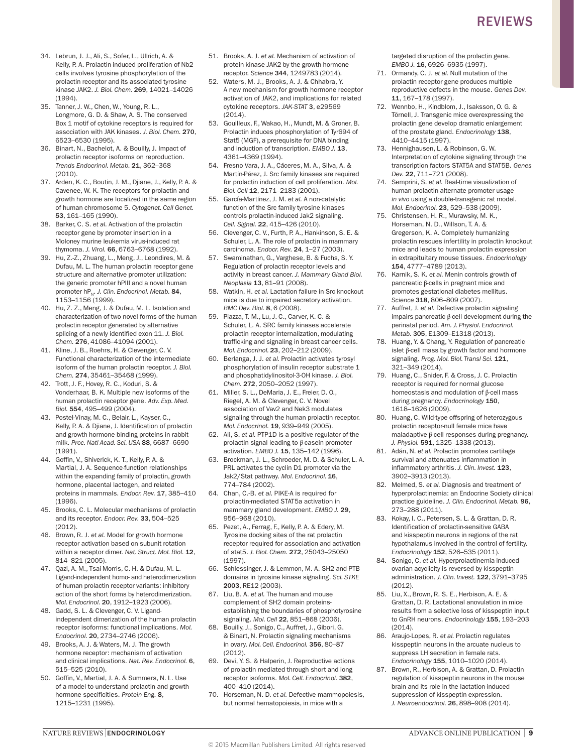34. Lebrun, J. J., Ali, S., Sofer, L., Ullrich, A. & Kelly, P. A. Prolactin-induced proliferation of Nb2 cells involves tyrosine phosphorylation of the prolactin receptor and its associated tyrosine kinase JAK2. *J. Biol. Chem.* **269**, 14021–14026 (1994).
35. Tanner, J. W., Chen, W., Young, R. L., Longmore, G. D. & Shaw, A. S. The conserved Box 1 motif of cytokine receptors is required for association with JAK kinases. *J. Biol. Chem.* **270**, 6523–6530 (1995).
36. Binart, N., Bachelot, A. & Bouilly, J. Impact of prolactin receptor isoforms on reproduction. *Trends Endocrinol. Metab.* **21**, 362–368 (2010).
37. Arden, K. C., Boutin, J. M., Djiane, J., Kelly, P. A. & Cavenee, W. K. The receptors for prolactin and growth hormone are localized in the same region of human chromosome 5. *Cytogenet. Cell Genet.* **53**, 161–165 (1990).
38. Barker, C. S. *et al.* Activation of the prolactin receptor gene by promoter insertion in a Moloney murine leukemia virus-induced rat thymoma. *J. Virol.* **66**, 6763–6768 (1992).
39. Hu, Z.-Z., Zhuang, L., Meng, J., Leondires, M. & Dufau, M. L. The human prolactin receptor gene structure and alternative promoter utilization: the generic promoter hPIII and a novel human promoter hP$_N$. *J. Clin. Endocrinol. Metab.* **84**, 1153–1156 (1999).
40. Hu, Z. Z., Meng, J. & Dufau, M. L. Isolation and characterization of two novel forms of the human prolactin receptor generated by alternative splicing of a newly identified exon 11. *J. Biol. Chem.* **276**, 41086–41094 (2001).
41. Kline, J. B., Roehrs, H. & Clevenger, C. V. Functional characterization of the intermediate isoform of the human prolactin receptor. *J. Biol. Chem.* **274**, 35461–35468 (1999).
42. Trott, J. F., Hovey, R. C., Koduri, S. & Vonderhaar, B. K. Multiple new isoforms of the human prolactin receptor gene. *Adv. Exp. Med. Biol.* **554**, 495–499 (2004).
43. Postel-Vinay, M. C., Belair, L., Kayser, C., Kelly, P. A. & Djiane, J. Identification of prolactin and growth hormone binding proteins in rabbit milk. *Proc. Natl Acad. Sci. USA* **88**, 6687–6690 (1991).
44. Goffin, V., Shiverick, K. T., Kelly, P. A. & Martial, J. A. Sequence-function relationships within the expanding family of prolactin, growth hormone, placental lactogen, and related proteins in mammals. *Endocr. Rev.* **17**, 385–410 (1996).
45. Brooks, C. L. Molecular mechanisms of prolactin and its receptor. *Endocr. Rev.* **33**, 504–525 (2012).
46. Brown, R. J. *et al.* Model for growth hormone receptor activation based on subunit rotation within a receptor dimer. *Nat. Struct. Mol. Biol.* **12**, 814–821 (2005).
47. Qazi, A. M., Tsai-Morris, C.-H. & Dufau, M. L. Ligand-independent homo- and heterodimerization of human prolactin receptor variants: inhibitory action of the short forms by heterodimerization. *Mol. Endocrinol.* **20**, 1912–1923 (2006).
48. Gadd, S. L. & Clevenger, C. V. Ligand-independent dimerization of the human prolactin receptor isoforms: functional implications. *Mol. Endocrinol.* **20**, 2734–2746 (2006).
49. Brooks, A. J. & Waters, M. J. The growth hormone receptor: mechanism of activation and clinical implications. *Nat. Rev. Endocrinol.* **6**, 515–525 (2010).
50. Goffin, V., Martial, J. A. & Summers, N. L. Use of a model to understand prolactin and growth hormone specificities. *Protein Eng.* **8**, 1215–1231 (1995).
51. Brooks, A. J. *et al.* Mechanism of activation of protein kinase JAK2 by the growth hormone receptor. *Science* **344**, 1249783 (2014).
52. Waters, M. J., Brooks, A. J. & Chhabra, Y. A new mechanism for growth hormone receptor activation of JAK2, and implications for related cytokine receptors. *JAK-STAT* **3**, e29569 (2014).
53. Gouilleux, F., Wakao, H., Mundt, M. & Groner, B. Prolactin induces phosphorylation of Tyr694 of Stat5 (MGF), a prerequisite for DNA binding and induction of transcription. *EMBO J.* **13**, 4361–4369 (1994).
54. Fresno Vara, J. A., Cáceres, M. A., Silva, A. & Martín-Pérez, J. Src family kinases are required for prolactin induction of cell proliferation. *Mol. Biol. Cell* **12**, 2171–2183 (2001).
55. García-Martínez, J. M. *et al.* A non-catalytic function of the Src family tyrosine kinases controls prolactin-induced Jak2 signaling. *Cell. Signal.* **22**, 415–426 (2010).
56. Clevenger, C. V., Furth, P. A., Hankinson, S. E. & Schuler, L. A. The role of prolactin in mammary carcinoma. *Endocr. Rev.* **24**, 1–27 (2003).
57. Swaminathan, G., Varghese, B. & Fuchs, S. Y. Regulation of prolactin receptor levels and activity in breast cancer. *J. Mammary Gland Biol. Neoplasia* **13**, 81–91 (2008).
58. Watkin, H. *et al.* Lactation failure in Src knockout mice is due to impaired secretory activation. *BMC Dev. Biol.* **8**, 6 (2008).
59. Piazza, T. M., Lu, J.-C., Carver, K. C. & Schuler, L. A. SRC family kinases accelerate prolactin receptor internalization, modulating trafficking and signaling in breast cancer cells. *Mol. Endocrinol.* **23**, 202–212 (2009).
60. Berlanga, J. J. *et al.* Prolactin activates tyrosyl phosphorylation of insulin receptor substrate 1 and phosphatidylinositol-3-OH kinase. *J. Biol. Chem.* **272**, 2050–2052 (1997).
61. Miller, S. L., DeMaria, J. E., Freier, D. O., Riegel, A. M. & Clevenger, C. V. Novel association of Vav2 and Nek3 modulates signaling through the human prolactin receptor. *Mol. Endocrinol.* **19**, 939–949 (2005).
62. Ali, S. *et al.* PTP1D is a positive regulator of the prolactin signal leading to β-casein promoter activation. *EMBO J.* **15**, 135–142 (1996).
63. Brockman, J. L., Schroeder, M. D. & Schuler, L. A. PRL activates the cyclin D1 promoter via the Jak2/Stat pathway. *Mol. Endocrinol.* **16**, 774–784 (2002).
64. Chan, C.-B. *et al.* PIKE-A is required for prolactin-mediated STAT5a activation in mammary gland development. *EMBO J.* **29**, 956–968 (2010).
65. Pezet, A., Ferrag, F., Kelly, P. A. & Edery, M. Tyrosine docking sites of the rat prolactin receptor required for association and activation of stat5. *J. Biol. Chem.* **272**, 25043–25050 (1997).
66. Schlessinger, J. & Lemmon, M. A. SH2 and PTB domains in tyrosine kinase signaling. *Sci. STKE* **2003**, RE12 (2003).
67. Liu, B. A. *et al.* The human and mouse complement of SH2 domain proteins-establishing the boundaries of phosphotyrosine signaling. *Mol. Cell* **22**, 851–868 (2006).
68. Bouilly, J., Sonigo, C., Auffret, J., Gibori, G. & Binart, N. Prolactin signaling mechanisms in ovary. *Mol. Cell. Endocrinol.* **356**, 80–87 (2012).
69. Devi, Y. S. & Halperin, J. Reproductive actions of prolactin mediated through short and long receptor isoforms. *Mol. Cell. Endocrinol.* **382**, 400–410 (2014).
70. Horseman, N. D. *et al.* Defective mammopoiesis, but normal hematopoiesis, in mice with a targeted disruption of the prolactin gene. *EMBO J.* **16**, 6926–6935 (1997).
71. Ormandy, C. J. *et al.* Null mutation of the prolactin receptor gene produces multiple reproductive defects in the mouse. *Genes Dev.* **11**, 167–178 (1997).
72. Wennbo, H., Kindblom, J., Isaksson, O. G. & Törnell, J. Transgenic mice overexpressing the prolactin gene develop dramatic enlargement of the prostate gland. *Endocrinology* **138**, 4410–4415 (1997).
73. Hennighausen, L. & Robinson, G. W. Interpretation of cytokine signaling through the transcription factors STAT5A and STAT5B. *Genes Dev.* **22**, 711–721 (2008).
74. Semprini, S. *et al.* Real-time visualization of human prolactin alternate promoter usage *in vivo* using a double-transgenic rat model. *Mol. Endocrinol.* **23**, 529–538 (2009).
75. Christensen, H. R., Murawsky, M. K., Horseman, N. D., Willson, T. A. & Gregerson, K. A. Completely humanizing prolactin rescues infertility in prolactin knockout mice and leads to human prolactin expression in extrapituitary mouse tissues. *Endocrinology* **154**, 4777–4789 (2013).
76. Karnik, S. K. *et al.* Menin controls growth of pancreatic β-cells in pregnant mice and promotes gestational diabetes mellitus. *Science* **318**, 806–809 (2007).
77. Auffret, J. *et al.* Defective prolactin signaling impairs pancreatic β-cell development during the perinatal period. *Am. J. Physiol. Endocrinol. Metab.* **305**, E1309–E1318 (2013).
78. Huang, Y. & Chang, Y. Regulation of pancreatic islet β-cell mass by growth factor and hormone signaling. *Prog. Mol. Biol. Transl Sci.* **121**, 321–349 (2014).
79. Huang, C., Snider, F. & Cross, J. C. Prolactin receptor is required for normal glucose homeostasis and modulation of β-cell mass during pregnancy. *Endocrinology* **150**, 1618–1626 (2009).
80. Huang, C. Wild-type offspring of heterozygous prolactin receptor-null female mice have maladaptive β-cell responses during pregnancy. *J. Physiol.* **591**, 1325–1338 (2013).
81. Adán, N. *et al.* Prolactin promotes cartilage survival and attenuates inflammation in inflammatory arthritis. *J. Clin. Invest.* **123**, 3902–3913 (2013).
82. Melmed, S. *et al.* Diagnosis and treatment of hyperprolactinemia: an Endocrine Society clinical practice guideline. *J. Clin. Endocrinol. Metab.* **96**, 273–288 (2011).
83. Kokay, I. C., Petersen, S. L. & Grattan, D. R. Identification of prolactin-sensitive GABA and kisspeptin neurons in regions of the rat hypothalamus involved in the control of fertility. *Endocrinology* **152**, 526–535 (2011).
84. Sonigo, C. *et al.* Hyperprolactinemia-induced ovarian acyclicity is reversed by kisspeptin administration. *J. Clin. Invest.* **122**, 3791–3795 (2012).
85. Liu, X., Brown, R. S. E., Herbison, A. E. & Grattan, D. R. Lactational anovulation in mice results from a selective loss of kisspeptin input to GnRH neurons. *Endocrinology* **155**, 193–203 (2014).
86. Araujo-Lopes, R. *et al.* Prolactin regulates kisspeptin neurons in the arcuate nucleus to suppress LH secretion in female rats. *Endocrinology* **155**, 1010–1020 (2014).
87. Brown, R., Herbison, A. & Grattan, D. Prolactin regulation of kisspeptin neurons in the mouse brain and its role in the lactation-induced suppression of kisspeptin expression. *J. Neuroendocrinol.* **26**, 898–908 (2014).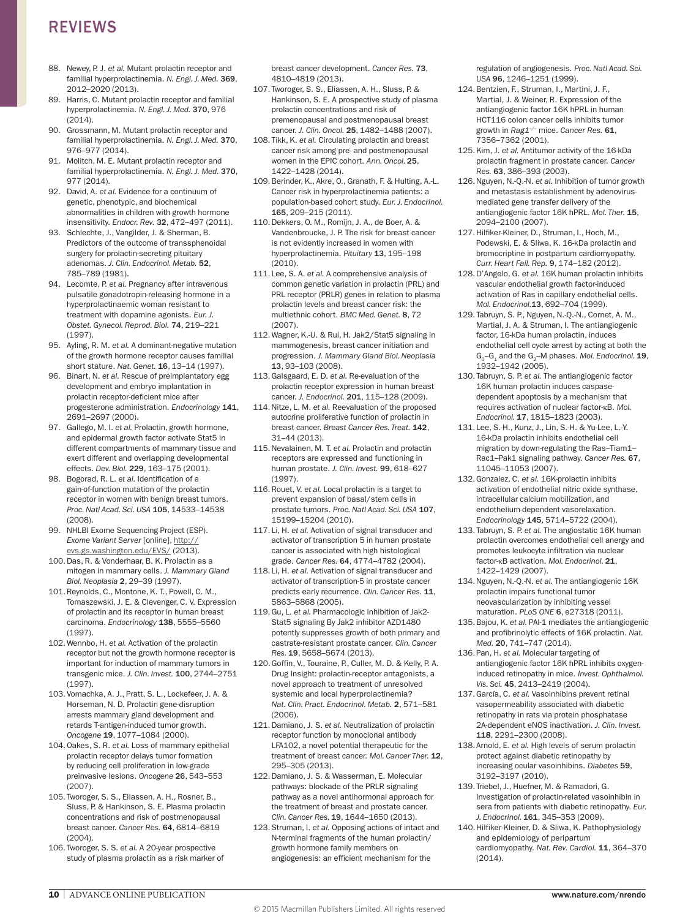88. Newey, P. J. *et al.* Mutant prolactin receptor and familial hyperprolactinemia. *N. Engl. J. Med.* **369**, 2012–2020 (2013).
89. Harris, C. Mutant prolactin receptor and familial hyperprolactinemia. *N. Engl. J. Med.* **370**, 976 (2014).
90. Grossmann, M. Mutant prolactin receptor and familial hyperprolactinemia. *N. Engl. J. Med.* **370**, 976–977 (2014).
91. Molitch, M. E. Mutant prolactin receptor and familial hyperprolactinemia. *N. Engl. J. Med.* **370**, 977 (2014).
92. David, A. *et al.* Evidence for a continuum of genetic, phenotypic, and biochemical abnormalities in children with growth hormone insensitivity. *Endocr. Rev.* **32**, 472–497 (2011).
93. Schlechte, J., Vangilder, J. & Sherman, B. Predictors of the outcome of transsphenoidal surgery for prolactin-secreting pituitary adenomas. *J. Clin. Endocrinol. Metab.* **52**, 785–789 (1981).
94. Lecomte, P. *et al.* Pregnancy after intravenous pulsatile gonadotropin-releasing hormone in a hyperprolactinaemic woman resistant to treatment with dopamine agonists. *Eur. J. Obstet. Gynecol. Reprod. Biol.* **74**, 219–221 (1997).
95. Ayling, R. M. *et al.* A dominant-negative mutation of the growth hormone receptor causes familial short stature. *Nat. Genet.* **16**, 13–14 (1997).
96. Binart, N. *et al.* Rescue of preimplantatory egg development and embryo implantation in prolactin receptor-deficient mice after progesterone administration. *Endocrinology* **141**, 2691–2697 (2000).
97. Gallego, M. I. *et al.* Prolactin, growth hormone, and epidermal growth factor activate Stat5 in different compartments of mammary tissue and exert different and overlapping developmental effects. *Dev. Biol.* **229**, 163–175 (2001).
98. Bogorad, R. L. *et al.* Identification of a gain-of-function mutation of the prolactin receptor in women with benign breast tumors. *Proc. Natl Acad. Sci. USA* **105**, 14533–14538 (2008).
99. NHLBI Exome Sequencing Project (ESP). *Exome Variant Server* [online], http://evs.gs.washington.edu/EVS/ (2013).
100. Das, R. & Vonderhaar, B. K. Prolactin as a mitogen in mammary cells. *J. Mammary Gland Biol. Neoplasia* **2**, 29–39 (1997).
101. Reynolds, C., Montone, K. T., Powell, C. M., Tomaszewski, J. E. & Clevenger, C. V. Expression of prolactin and its receptor in human breast carcinoma. *Endocrinology* **138**, 5555–5560 (1997).
102. Wennbo, H. *et al.* Activation of the prolactin receptor but not the growth hormone receptor is important for induction of mammary tumors in transgenic mice. *J. Clin. Invest.* **100**, 2744–2751 (1997).
103. Vomachka, A. J., Pratt, S. L., Lockefeer, J. A. & Horseman, N. D. Prolactin gene-disruption arrests mammary gland development and retards T-antigen-induced tumor growth. *Oncogene* **19**, 1077–1084 (2000).
104. Oakes, S. R. *et al.* Loss of mammary epithelial prolactin receptor delays tumor formation by reducing cell proliferation in low-grade preinvasive lesions. *Oncogene* **26**, 543–553 (2007).
105. Tworoger, S. S., Eliassen, A. H., Rosner, B., Sluss, P. & Hankinson, S. E. Plasma prolactin concentrations and risk of postmenopausal breast cancer. *Cancer Res.* **64**, 6814–6819 (2004).
106. Tworoger, S. S. *et al.* A 20-year prospective study of plasma prolactin as a risk marker of breast cancer development. *Cancer Res.* **73**, 4810–4819 (2013).
107. Tworoger, S. S., Eliassen, A. H., Sluss, P. & Hankinson, S. E. A prospective study of plasma prolactin concentrations and risk of premenopausal and postmenopausal breast cancer. *J. Clin. Oncol.* **25**, 1482–1488 (2007).
108. Tikk, K. *et al.* Circulating prolactin and breast cancer risk among pre- and postmenopausal women in the EPIC cohort. *Ann. Oncol.* **25**, 1422–1428 (2014).
109. Berinder, K., Akre, O., Granath, F. & Hulting, A.-L. Cancer risk in hyperprolactinemia patients: a population-based cohort study. *Eur. J. Endocrinol.* **165**, 209–215 (2011).
110. Dekkers, O. M., Romijn, J. A., de Boer, A. & Vandenbroucke, J. P. The risk for breast cancer is not evidently increased in women with hyperprolactinemia. *Pituitary* **13**, 195–198 (2010).
111. Lee, S. A. *et al.* A comprehensive analysis of common genetic variation in prolactin (PRL) and PRL receptor (PRLR) genes in relation to plasma prolactin levels and breast cancer risk: the multiethnic cohort. *BMC Med. Genet.* **8**, 72 (2007).
112. Wagner, K.-U. & Rui, H. Jak2/Stat5 signaling in mammogenesis, breast cancer initiation and progression. *J. Mammary Gland Biol. Neoplasia* **13**, 93–103 (2008).
113. Galsgaard, E. D. *et al.* Re-evaluation of the prolactin receptor expression in human breast cancer. *J. Endocrinol.* **201**, 115–128 (2009).
114. Nitze, L. M. *et al.* Reevaluation of the proposed autocrine proliferative function of prolactin in breast cancer. *Breast Cancer Res. Treat.* **142**, 31–44 (2013).
115. Nevalainen, M. T. *et al.* Prolactin and prolactin receptors are expressed and functioning in human prostate. *J. Clin. Invest.* **99**, 618–627 (1997).
116. Rouet, V. *et al.* Local prolactin is a target to prevent expansion of basal/stem cells in prostate tumors. *Proc. Natl Acad. Sci. USA* **107**, 15199–15204 (2010).
117. Li, H. *et al.* Activation of signal transducer and activator of transcription 5 in human prostate cancer is associated with high histological grade. *Cancer Res.* **64**, 4774–4782 (2004).
118. Li, H. *et al.* Activation of signal transducer and activator of transcription-5 in prostate cancer predicts early recurrence. *Clin. Cancer Res.* **11**, 5863–5868 (2005).
119. Gu, L. *et al.* Pharmacologic inhibition of Jak2-Stat5 signaling By Jak2 inhibitor AZD1480 potently suppresses growth of both primary and castrate-resistant prostate cancer. *Clin. Cancer Res.* **19**, 5658–5674 (2013).
120. Goffin, V., Touraine, P., Culler, M. D. & Kelly, P. A. Drug Insight: prolactin-receptor antagonists, a novel approach to treatment of unresolved systemic and local hyperprolactinemia? *Nat. Clin. Pract. Endocrinol. Metab.* **2**, 571–581 (2006).
121. Damiano, J. S. *et al.* Neutralization of prolactin receptor function by monoclonal antibody LFA102, a novel potential therapeutic for the treatment of breast cancer. *Mol. Cancer Ther.* **12**, 295–305 (2013).
122. Damiano, J. S. & Wasserman, E. Molecular pathways: blockade of the PRLR signaling pathway as a novel antihormonal approach for the treatment of breast and prostate cancer. *Clin. Cancer Res.* **19**, 1644–1650 (2013).
123. Struman, I. *et al.* Opposing actions of intact and N-terminal fragments of the human prolactin/growth hormone family members on angiogenesis: an efficient mechanism for the regulation of angiogenesis. *Proc. Natl Acad. Sci. USA* **96**, 1246–1251 (1999).
124. Bentzien, F., Struman, I., Martini, J. F., Martial, J. & Weiner, R. Expression of the antiangiogenic factor 16K hPRL in human HCT116 colon cancer cells inhibits tumor growth in *Rag1*$^{-/-}$ mice. *Cancer Res.* **61**, 7356–7362 (2001).
125. Kim, J. *et al.* Antitumor activity of the 16-kDa prolactin fragment in prostate cancer. *Cancer Res.* **63**, 386–393 (2003).
126. Nguyen, N.-Q.-N. *et al.* Inhibition of tumor growth and metastasis establishment by adenovirus-mediated gene transfer delivery of the antiangiogenic factor 16K hPRL. *Mol. Ther.* **15**, 2094–2100 (2007).
127. Hilfiker-Kleiner, D., Struman, I., Hoch, M., Podewski, E. & Sliwa, K. 16-kDa prolactin and bromocriptine in postpartum cardiomyopathy. *Curr. Heart Fail. Rep.* **9**, 174–182 (2012).
128. D'Angelo, G. *et al.* 16K human prolactin inhibits vascular endothelial growth factor-induced activation of Ras in capillary endothelial cells. *Mol. Endocrinol.* **13**, 692–704 (1999).
129. Tabruyn, S. P., Nguyen, N.-Q.-N., Cornet, A. M., Martial, J. A. & Struman, I. The antiangiogenic factor, 16-kDa human prolactin, induces endothelial cell cycle arrest by acting at both the $G_0$–$G_1$ and the $G_2$–M phases. *Mol. Endocrinol.* **19**, 1932–1942 (2005).
130. Tabruyn, S. P. *et al.* The antiangiogenic factor 16K human prolactin induces caspase-dependent apoptosis by a mechanism that requires activation of nuclear factor-κB. *Mol. Endocrinol.* **17**, 1815–1823 (2003).
131. Lee, S.-H., Kunz, J., Lin, S.-H. & Yu-Lee, L.-Y. 16-kDa prolactin inhibits endothelial cell migration by down-regulating the Ras–Tiam1–Rac1–Pak1 signaling pathway. *Cancer Res.* **67**, 11045–11053 (2007).
132. Gonzalez, C. *et al.* 16K-prolactin inhibits activation of endothelial nitric oxide synthase, intracellular calcium mobilization, and endothelium-dependent vasorelaxation. *Endocrinology* **145**, 5714–5722 (2004).
133. Tabruyn, S. P. *et al.* The angiostatic 16K human prolactin overcomes endothelial cell anergy and promotes leukocyte infiltration via nuclear factor-κB activation. *Mol. Endocrinol.* **21**, 1422–1429 (2007).
134. Nguyen, N.-Q.-N. *et al.* The antiangiogenic 16K prolactin impairs functional tumor neovascularization by inhibiting vessel maturation. *PLoS ONE* **6**, e27318 (2011).
135. Bajou, K. *et al.* PAI-1 mediates the antiangiogenic and profibrinolytic effects of 16K prolactin. *Nat. Med.* **20**, 741–747 (2014).
136. Pan, H. *et al.* Molecular targeting of antiangiogenic factor 16K hPRL inhibits oxygen-induced retinopathy in mice. *Invest. Ophthalmol. Vis. Sci.* **45**, 2413–2419 (2004).
137. García, C. *et al.* Vasoinhibins prevent retinal vasopermeability associated with diabetic retinopathy in rats via protein phosphatase 2A-dependent eNOS inactivation. *J. Clin. Invest.* **118**, 2291–2300 (2008).
138. Arnold, E. *et al.* High levels of serum prolactin protect against diabetic retinopathy by increasing ocular vasoinhibins. *Diabetes* **59**, 3192–3197 (2010).
139. Triebel, J., Huefner, M. & Ramadori, G. Investigation of prolactin-related vasoinhibin in sera from patients with diabetic retinopathy. *Eur. J. Endocrinol.* **161**, 345–353 (2009).
140. Hilfiker-Kleiner, D. & Sliwa, K. Pathophysiology and epidemiology of peripartum cardiomyopathy. *Nat. Rev. Cardiol.* **11**, 364–370 (2014).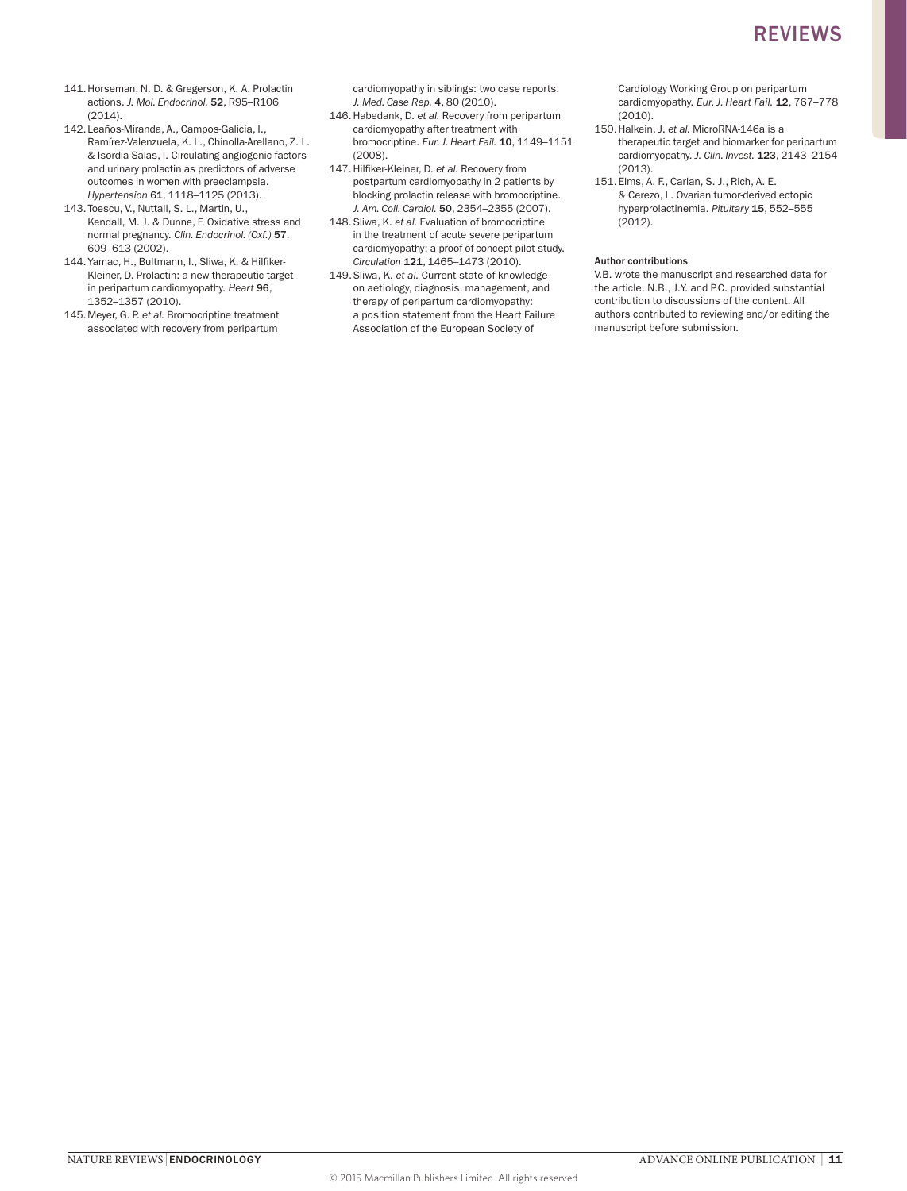141. Horseman, N. D. & Gregerson, K. A. Prolactin actions. *J. Mol. Endocrinol.* **52**, R95–R106 (2014).
142. Leaños-Miranda, A., Campos-Galicia, I., Ramírez-Valenzuela, K. L., Chinolla-Arellano, Z. L. & Isordia-Salas, I. Circulating angiogenic factors and urinary prolactin as predictors of adverse outcomes in women with preeclampsia. *Hypertension* **61**, 1118–1125 (2013).
143. Toescu, V., Nuttall, S. L., Martin, U., Kendall, M. J. & Dunne, F. Oxidative stress and normal pregnancy. *Clin. Endocrinol. (Oxf.)* **57**, 609–613 (2002).
144. Yamac, H., Bultmann, I., Sliwa, K. & Hilfiker-Kleiner, D. Prolactin: a new therapeutic target in peripartum cardiomyopathy. *Heart* **96**, 1352–1357 (2010).
145. Meyer, G. P. *et al.* Bromocriptine treatment associated with recovery from peripartum cardiomyopathy in siblings: two case reports. *J. Med. Case Rep.* **4**, 80 (2010).
146. Habedank, D. *et al.* Recovery from peripartum cardiomyopathy after treatment with bromocriptine. *Eur. J. Heart Fail.* **10**, 1149–1151 (2008).
147. Hilfiker-Kleiner, D. *et al.* Recovery from postpartum cardiomyopathy in 2 patients by blocking prolactin release with bromocriptine. *J. Am. Coll. Cardiol.* **50**, 2354–2355 (2007).
148. Sliwa, K. *et al.* Evaluation of bromocriptine in the treatment of acute severe peripartum cardiomyopathy: a proof-of-concept pilot study. *Circulation* **121**, 1465–1473 (2010).
149. Sliwa, K. *et al.* Current state of knowledge on aetiology, diagnosis, management, and therapy of peripartum cardiomyopathy: a position statement from the Heart Failure Association of the European Society of Cardiology Working Group on peripartum cardiomyopathy. *Eur. J. Heart Fail.* **12**, 767–778 (2010).
150. Halkein, J. *et al.* MicroRNA-146a is a therapeutic target and biomarker for peripartum cardiomyopathy. *J. Clin. Invest.* **123**, 2143–2154 (2013).
151. Elms, A. F., Carlan, S. J., Rich, A. E. & Cerezo, L. Ovarian tumor-derived ectopic hyperprolactinemia. *Pituitary* **15**, 552–555 (2012).

**Author contributions**

V.B. wrote the manuscript and researched data for the article. N.B., J.Y. and P.C. provided substantial contribution to discussions of the content. All authors contributed to reviewing and/or editing the manuscript before submission.